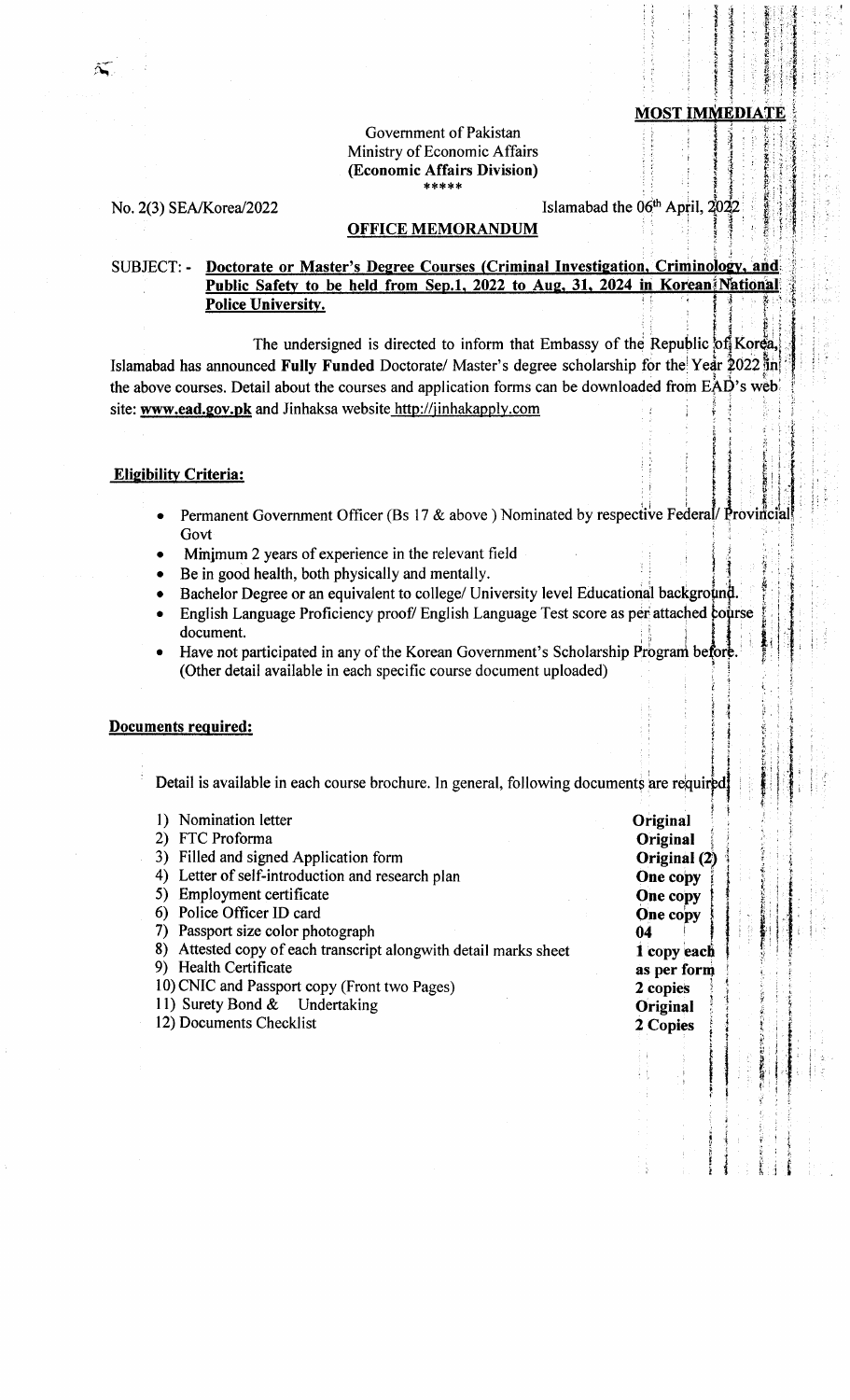**MOST IMMEDIATE**

Government of Pakistan
Ministry of Economic Affairs
**(Economic Affairs Division)**
\*\*\*\*\*

No. 2(3) SEA/Korea/2022 — Islamabad the 06th April, 2022

**OFFICE MEMORANDUM**

SUBJECT: - **Doctorate or Master's Degree Courses (Criminal Investigation, Criminology, and Public Safety to be held from Sep.1, 2022 to Aug. 31, 2024 in Korean National Police University.**

The undersigned is directed to inform that Embassy of the Republic of Korea, Islamabad has announced **Fully Funded** Doctorate/ Master's degree scholarship for the Year 2022 in the above courses. Detail about the courses and application forms can be downloaded from EAD's web site: **www.ead.gov.pk** and Jinhaksa website http://jinhakapply.com

**Eligibility Criteria:**

- Permanent Government Officer (Bs 17 & above ) Nominated by respective Federal/ Provincial Govt
- Minimum 2 years of experience in the relevant field
- Be in good health, both physically and mentally.
- Bachelor Degree or an equivalent to college/ University level Educational background.
- English Language Proficiency proof/ English Language Test score as per attached course document.
- Have not participated in any of the Korean Government's Scholarship Program before. (Other detail available in each specific course document uploaded)

**Documents required:**

Detail is available in each course brochure. In general, following documents are required

| Document | Copies |
|---|---|
| 1) Nomination letter | **Original** |
| 2) FTC Proforma | **Original** |
| 3) Filled and signed Application form | **Original (2)** |
| 4) Letter of self-introduction and research plan | **One copy** |
| 5) Employment certificate | **One copy** |
| 6) Police Officer ID card | **One copy** |
| 7) Passport size color photograph | **04** |
| 8) Attested copy of each transcript alongwith detail marks sheet | **1 copy each** |
| 9) Health Certificate | **as per form** |
| 10) CNIC and Passport copy (Front two Pages) | **2 copies** |
| 11) Surety Bond & Undertaking | **Original** |
| 12) Documents Checklist | **2 Copies** |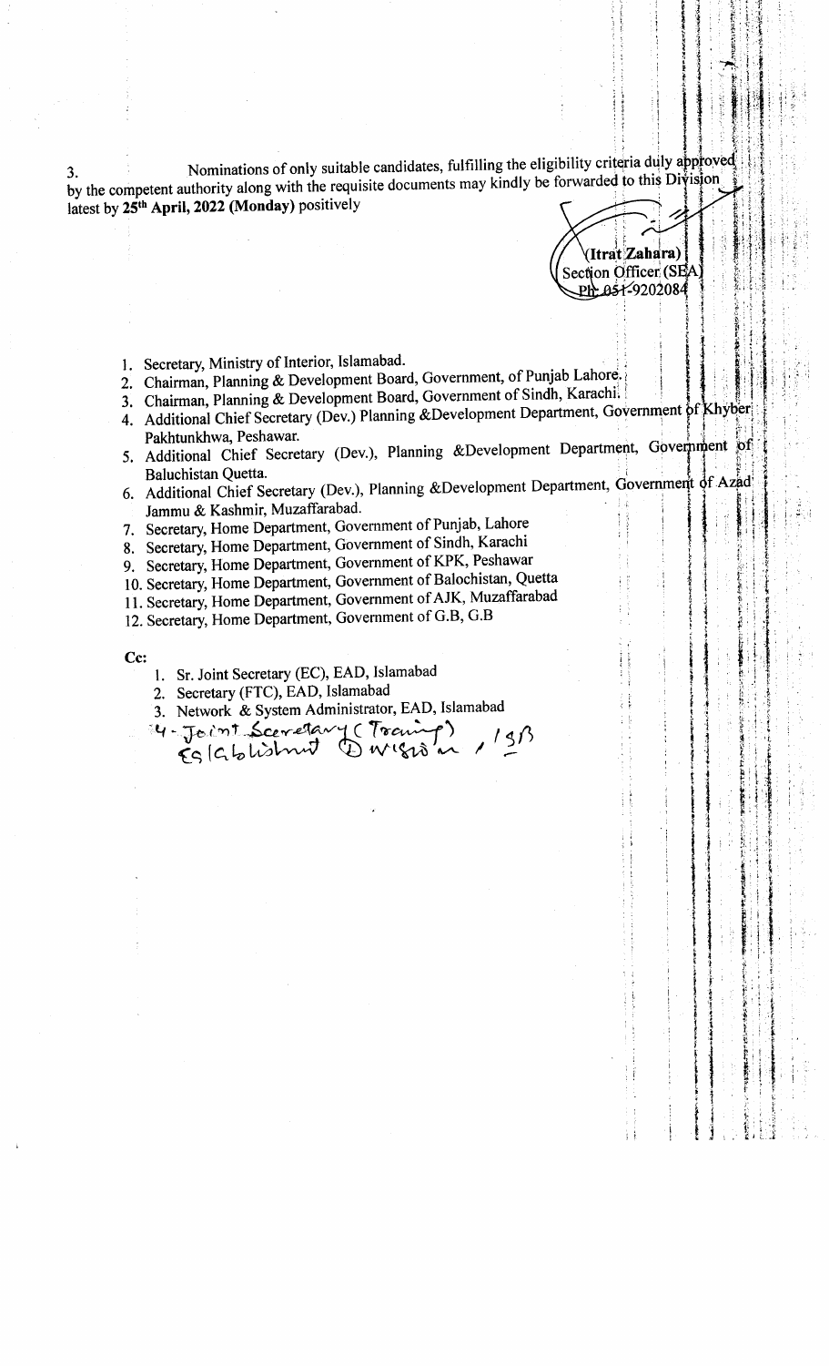3. Nominations of only suitable candidates, fulfilling the eligibility criteria duly approved by the competent authority along with the requisite documents may kindly be forwarded to this Division latest by **25th April, 2022 (Monday)** positively

**(Itrat Zahara)**
Section Officer (SEA)
Ph: 051-9202084

1. Secretary, Ministry of Interior, Islamabad.
2. Chairman, Planning & Development Board, Government, of Punjab Lahore.
3. Chairman, Planning & Development Board, Government of Sindh, Karachi.
4. Additional Chief Secretary (Dev.) Planning &Development Department, Government of Khyber Pakhtunkhwa, Peshawar.
5. Additional Chief Secretary (Dev.), Planning &Development Department, Government of Baluchistan Quetta.
6. Additional Chief Secretary (Dev.), Planning &Development Department, Government of Azad Jammu & Kashmir, Muzaffarabad.
7. Secretary, Home Department, Government of Punjab, Lahore
8. Secretary, Home Department, Government of Sindh, Karachi
9. Secretary, Home Department, Government of KPK, Peshawar
10. Secretary, Home Department, Government of Balochistan, Quetta
11. Secretary, Home Department, Government of AJK, Muzaffarabad
12. Secretary, Home Department, Government of G.B, G.B

**Cc:**

1. Sr. Joint Secretary (EC), EAD, Islamabad
2. Secretary (FTC), EAD, Islamabad
3. Network & System Administrator, EAD, Islamabad
4. Joint Secretary (Training) Establishment Division, ISB